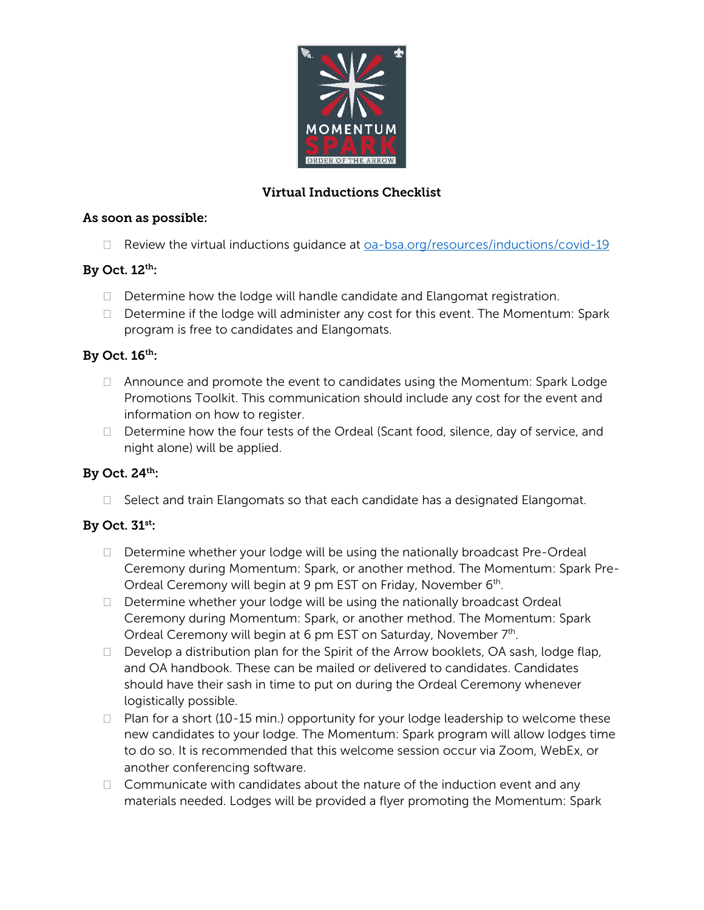# Virtual Inductions Checklist

**As soon as possible:**

- ☐ Review the virtual inductions guidance at [oa-bsa.org/resources/inductions/covid-19](oa-bsa.org/resources/inductions/covid-19)

**By Oct. 12th:**

- ☐ Determine how the lodge will handle candidate and Elangomat registration.
- ☐ Determine if the lodge will administer any cost for this event. The Momentum: Spark program is free to candidates and Elangomats.

**By Oct. 16th:**

- ☐ Announce and promote the event to candidates using the Momentum: Spark Lodge Promotions Toolkit. This communication should include any cost for the event and information on how to register.
- ☐ Determine how the four tests of the Ordeal (Scant food, silence, day of service, and night alone) will be applied.

**By Oct. 24th:**

- ☐ Select and train Elangomats so that each candidate has a designated Elangomat.

**By Oct. 31st:**

- ☐ Determine whether your lodge will be using the nationally broadcast Pre-Ordeal Ceremony during Momentum: Spark, or another method. The Momentum: Spark Pre-Ordeal Ceremony will begin at 9 pm EST on Friday, November 6th.
- ☐ Determine whether your lodge will be using the nationally broadcast Ordeal Ceremony during Momentum: Spark, or another method. The Momentum: Spark Ordeal Ceremony will begin at 6 pm EST on Saturday, November 7th.
- ☐ Develop a distribution plan for the Spirit of the Arrow booklets, OA sash, lodge flap, and OA handbook. These can be mailed or delivered to candidates. Candidates should have their sash in time to put on during the Ordeal Ceremony whenever logistically possible.
- ☐ Plan for a short (10-15 min.) opportunity for your lodge leadership to welcome these new candidates to your lodge. The Momentum: Spark program will allow lodges time to do so. It is recommended that this welcome session occur via Zoom, WebEx, or another conferencing software.
- ☐ Communicate with candidates about the nature of the induction event and any materials needed. Lodges will be provided a flyer promoting the Momentum: Spark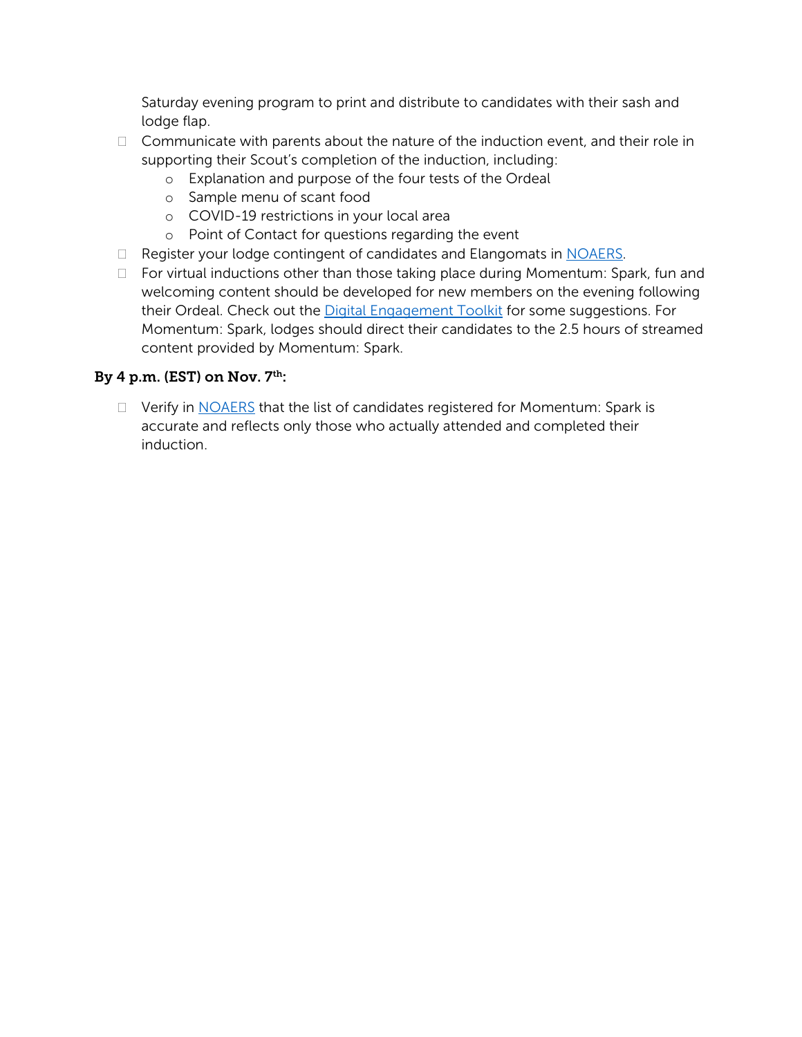Saturday evening program to print and distribute to candidates with their sash and lodge flap.

- Communicate with parents about the nature of the induction event, and their role in supporting their Scout's completion of the induction, including:
  - Explanation and purpose of the four tests of the Ordeal
  - Sample menu of scant food
  - COVID-19 restrictions in your local area
  - Point of Contact for questions regarding the event
- Register your lodge contingent of candidates and Elangomats in NOAERS.
- For virtual inductions other than those taking place during Momentum: Spark, fun and welcoming content should be developed for new members on the evening following their Ordeal. Check out the Digital Engagement Toolkit for some suggestions. For Momentum: Spark, lodges should direct their candidates to the 2.5 hours of streamed content provided by Momentum: Spark.

**By 4 p.m. (EST) on Nov. 7th:**

- Verify in NOAERS that the list of candidates registered for Momentum: Spark is accurate and reflects only those who actually attended and completed their induction.